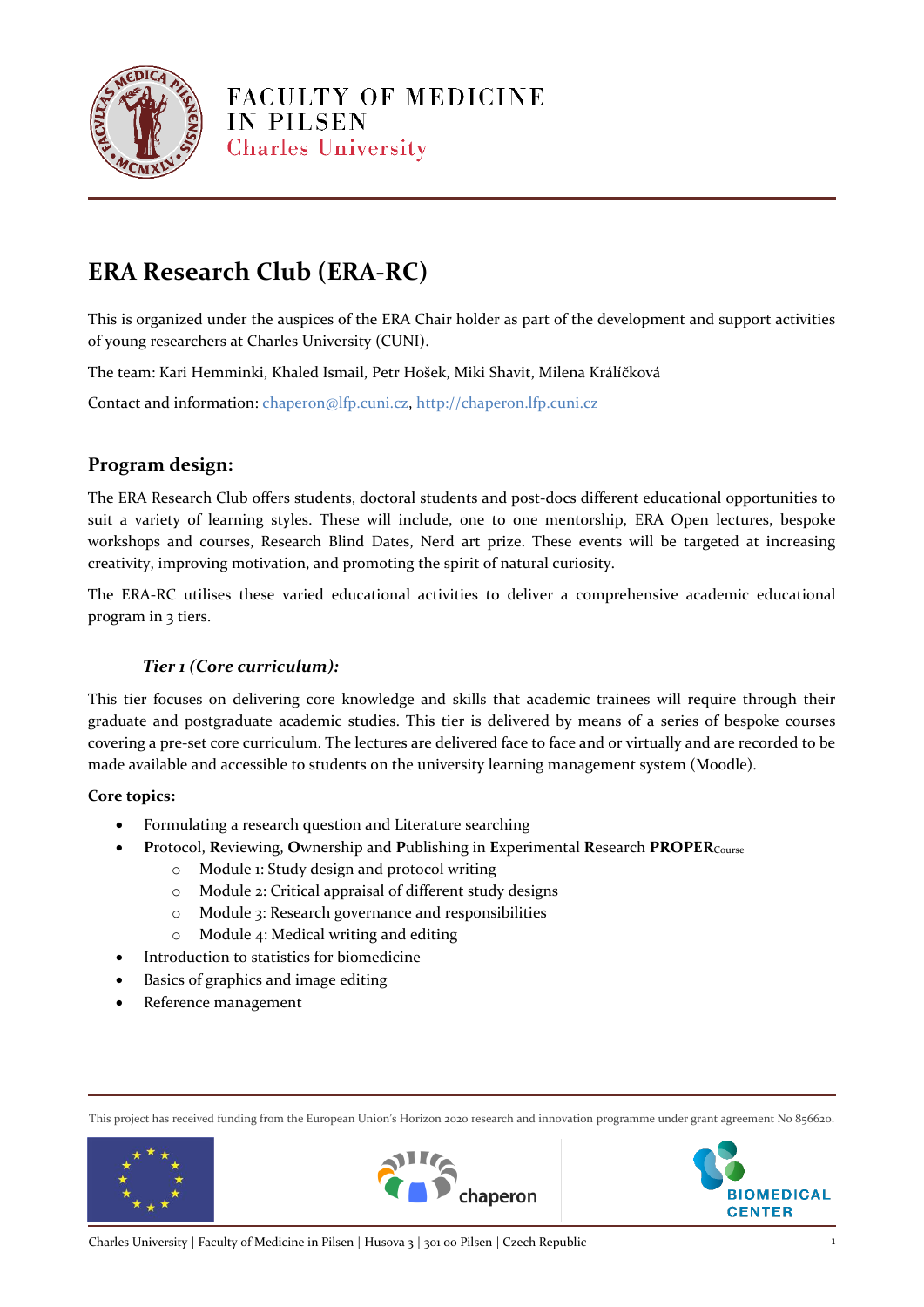FACULTY OF MEDICINE IN PILSEN
Charles University

# ERA Research Club (ERA-RC)

This is organized under the auspices of the ERA Chair holder as part of the development and support activities of young researchers at Charles University (CUNI).

The team: Kari Hemminki, Khaled Ismail, Petr Hošek, Miki Shavit, Milena Králíčková

Contact and information: chaperon@lfp.cuni.cz, http://chaperon.lfp.cuni.cz

## Program design:

The ERA Research Club offers students, doctoral students and post-docs different educational opportunities to suit a variety of learning styles. These will include, one to one mentorship, ERA Open lectures, bespoke workshops and courses, Research Blind Dates, Nerd art prize. These events will be targeted at increasing creativity, improving motivation, and promoting the spirit of natural curiosity.

The ERA-RC utilises these varied educational activities to deliver a comprehensive academic educational program in 3 tiers.

### *Tier 1 (Core curriculum):*

This tier focuses on delivering core knowledge and skills that academic trainees will require through their graduate and postgraduate academic studies. This tier is delivered by means of a series of bespoke courses covering a pre-set core curriculum. The lectures are delivered face to face and or virtually and are recorded to be made available and accessible to students on the university learning management system (Moodle).

**Core topics:**

- Formulating a research question and Literature searching
- **P**rotocol, **R**eviewing, **O**wnership and **P**ublishing in **E**xperimental **R**esearch **PROPER**Course
  - Module 1: Study design and protocol writing
  - Module 2: Critical appraisal of different study designs
  - Module 3: Research governance and responsibilities
  - Module 4: Medical writing and editing
- Introduction to statistics for biomedicine
- Basics of graphics and image editing
- Reference management

This project has received funding from the European Union's Horizon 2020 research and innovation programme under grant agreement No 856620.

Charles University | Faculty of Medicine in Pilsen | Husova 3 | 301 00 Pilsen | Czech Republic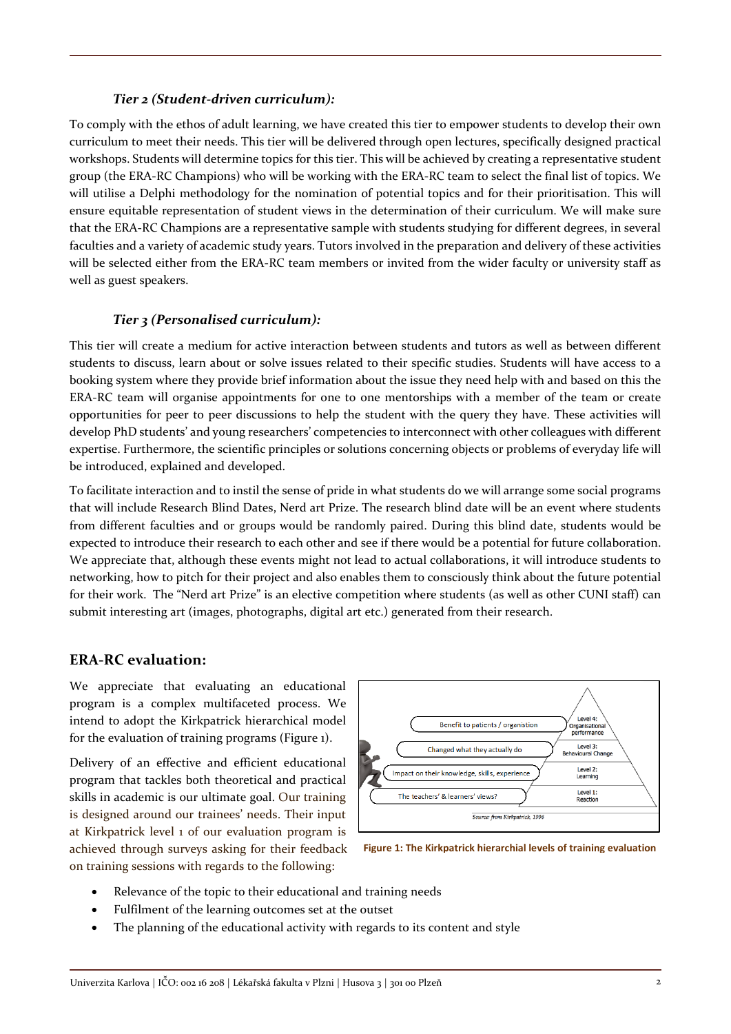### *Tier 2 (Student-driven curriculum):*

To comply with the ethos of adult learning, we have created this tier to empower students to develop their own curriculum to meet their needs. This tier will be delivered through open lectures, specifically designed practical workshops. Students will determine topics for this tier. This will be achieved by creating a representative student group (the ERA-RC Champions) who will be working with the ERA-RC team to select the final list of topics. We will utilise a Delphi methodology for the nomination of potential topics and for their prioritisation. This will ensure equitable representation of student views in the determination of their curriculum. We will make sure that the ERA-RC Champions are a representative sample with students studying for different degrees, in several faculties and a variety of academic study years. Tutors involved in the preparation and delivery of these activities will be selected either from the ERA-RC team members or invited from the wider faculty or university staff as well as guest speakers.

### *Tier 3 (Personalised curriculum):*

This tier will create a medium for active interaction between students and tutors as well as between different students to discuss, learn about or solve issues related to their specific studies. Students will have access to a booking system where they provide brief information about the issue they need help with and based on this the ERA-RC team will organise appointments for one to one mentorships with a member of the team or create opportunities for peer to peer discussions to help the student with the query they have. These activities will develop PhD students' and young researchers' competencies to interconnect with other colleagues with different expertise. Furthermore, the scientific principles or solutions concerning objects or problems of everyday life will be introduced, explained and developed.

To facilitate interaction and to instil the sense of pride in what students do we will arrange some social programs that will include Research Blind Dates, Nerd art Prize. The research blind date will be an event where students from different faculties and or groups would be randomly paired. During this blind date, students would be expected to introduce their research to each other and see if there would be a potential for future collaboration. We appreciate that, although these events might not lead to actual collaborations, it will introduce students to networking, how to pitch for their project and also enables them to consciously think about the future potential for their work. The "Nerd art Prize" is an elective competition where students (as well as other CUNI staff) can submit interesting art (images, photographs, digital art etc.) generated from their research.

## ERA-RC evaluation:

We appreciate that evaluating an educational program is a complex multifaceted process. We intend to adopt the Kirkpatrick hierarchical model for the evaluation of training programs (Figure 1).

Delivery of an effective and efficient educational program that tackles both theoretical and practical skills in academic is our ultimate goal. Our training is designed around our trainees' needs. Their input at Kirkpatrick level 1 of our evaluation program is achieved through surveys asking for their feedback on training sessions with regards to the following:

| | |
|---|---|
| Benefit to patients / organisation | Level 4: Organisational performance |
| Changed what they actually do | Level 3: Behavioural Change |
| Impact on their knowledge, skills, experience | Level 2: Learning |
| The teachers' & learners' views? | Level 1: Reaction |

Source: from Kirkpatrick, 1996

**Figure 1: The Kirkpatrick hierarchial levels of training evaluation**

- Relevance of the topic to their educational and training needs
- Fulfilment of the learning outcomes set at the outset
- The planning of the educational activity with regards to its content and style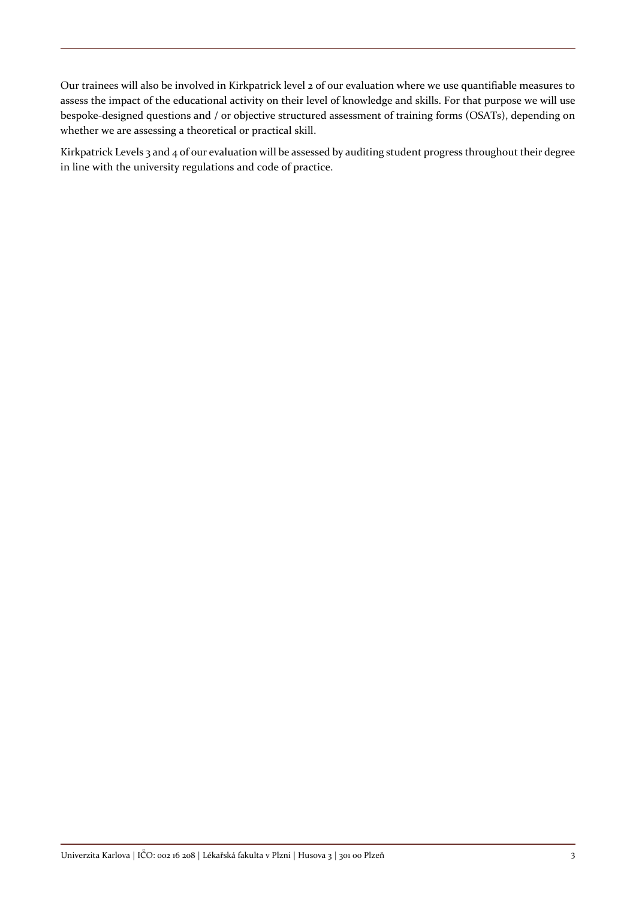Our trainees will also be involved in Kirkpatrick level 2 of our evaluation where we use quantifiable measures to assess the impact of the educational activity on their level of knowledge and skills. For that purpose we will use bespoke-designed questions and / or objective structured assessment of training forms (OSATs), depending on whether we are assessing a theoretical or practical skill.

Kirkpatrick Levels 3 and 4 of our evaluation will be assessed by auditing student progress throughout their degree in line with the university regulations and code of practice.